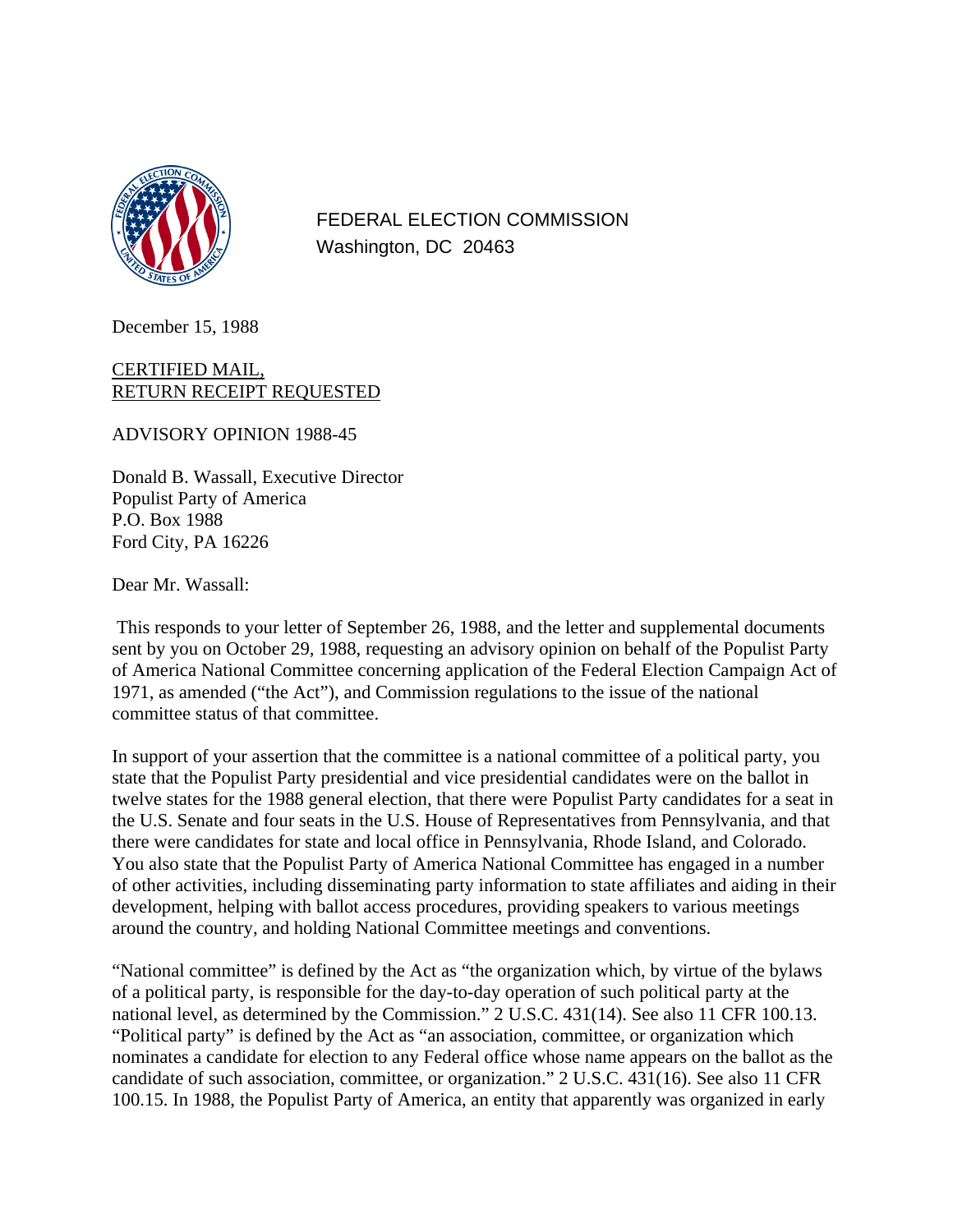FEDERAL ELECTION COMMISSION
Washington, DC 20463

December 15, 1988

CERTIFIED MAIL,
RETURN RECEIPT REQUESTED

ADVISORY OPINION 1988-45

Donald B. Wassall, Executive Director
Populist Party of America
P.O. Box 1988
Ford City, PA 16226

Dear Mr. Wassall:

This responds to your letter of September 26, 1988, and the letter and supplemental documents sent by you on October 29, 1988, requesting an advisory opinion on behalf of the Populist Party of America National Committee concerning application of the Federal Election Campaign Act of 1971, as amended ("the Act"), and Commission regulations to the issue of the national committee status of that committee.

In support of your assertion that the committee is a national committee of a political party, you state that the Populist Party presidential and vice presidential candidates were on the ballot in twelve states for the 1988 general election, that there were Populist Party candidates for a seat in the U.S. Senate and four seats in the U.S. House of Representatives from Pennsylvania, and that there were candidates for state and local office in Pennsylvania, Rhode Island, and Colorado. You also state that the Populist Party of America National Committee has engaged in a number of other activities, including disseminating party information to state affiliates and aiding in their development, helping with ballot access procedures, providing speakers to various meetings around the country, and holding National Committee meetings and conventions.

"National committee" is defined by the Act as "the organization which, by virtue of the bylaws of a political party, is responsible for the day-to-day operation of such political party at the national level, as determined by the Commission." 2 U.S.C. 431(14). See also 11 CFR 100.13. "Political party" is defined by the Act as "an association, committee, or organization which nominates a candidate for election to any Federal office whose name appears on the ballot as the candidate of such association, committee, or organization." 2 U.S.C. 431(16). See also 11 CFR 100.15. In 1988, the Populist Party of America, an entity that apparently was organized in early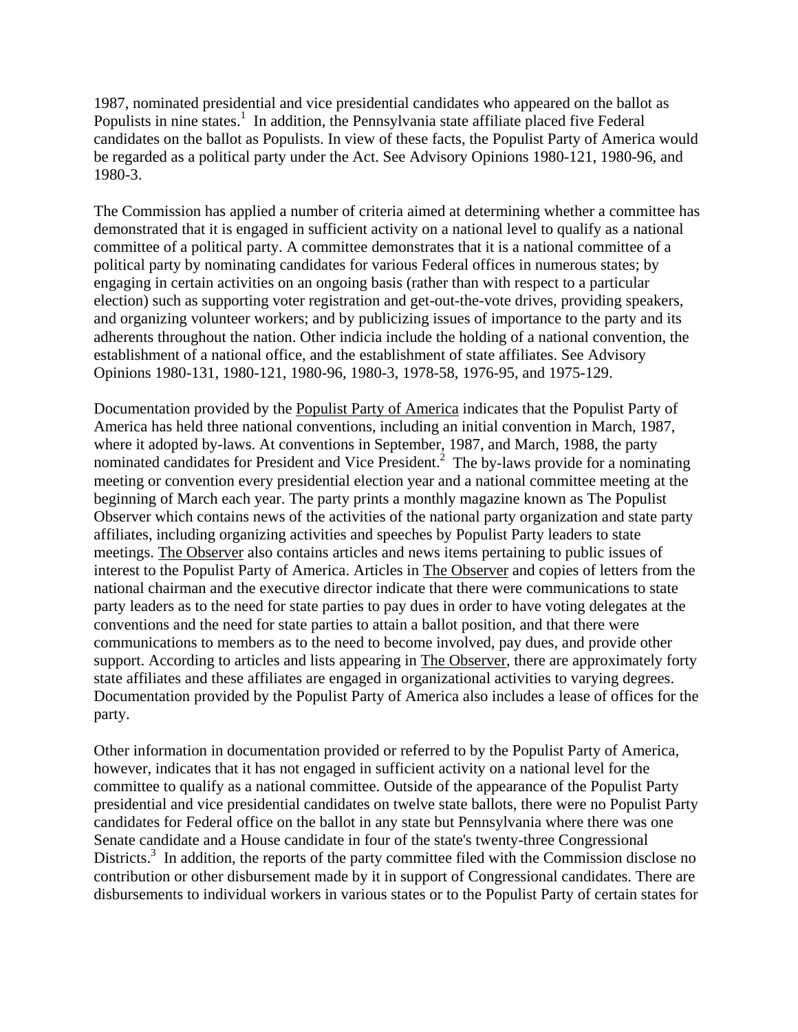1987, nominated presidential and vice presidential candidates who appeared on the ballot as Populists in nine states.[1] In addition, the Pennsylvania state affiliate placed five Federal candidates on the ballot as Populists. In view of these facts, the Populist Party of America would be regarded as a political party under the Act. See Advisory Opinions 1980-121, 1980-96, and 1980-3.

The Commission has applied a number of criteria aimed at determining whether a committee has demonstrated that it is engaged in sufficient activity on a national level to qualify as a national committee of a political party. A committee demonstrates that it is a national committee of a political party by nominating candidates for various Federal offices in numerous states; by engaging in certain activities on an ongoing basis (rather than with respect to a particular election) such as supporting voter registration and get-out-the-vote drives, providing speakers, and organizing volunteer workers; and by publicizing issues of importance to the party and its adherents throughout the nation. Other indicia include the holding of a national convention, the establishment of a national office, and the establishment of state affiliates. See Advisory Opinions 1980-131, 1980-121, 1980-96, 1980-3, 1978-58, 1976-95, and 1975-129.

Documentation provided by the Populist Party of America indicates that the Populist Party of America has held three national conventions, including an initial convention in March, 1987, where it adopted by-laws. At conventions in September, 1987, and March, 1988, the party nominated candidates for President and Vice President.[2] The by-laws provide for a nominating meeting or convention every presidential election year and a national committee meeting at the beginning of March each year. The party prints a monthly magazine known as The Populist Observer which contains news of the activities of the national party organization and state party affiliates, including organizing activities and speeches by Populist Party leaders to state meetings. The Observer also contains articles and news items pertaining to public issues of interest to the Populist Party of America. Articles in The Observer and copies of letters from the national chairman and the executive director indicate that there were communications to state party leaders as to the need for state parties to pay dues in order to have voting delegates at the conventions and the need for state parties to attain a ballot position, and that there were communications to members as to the need to become involved, pay dues, and provide other support. According to articles and lists appearing in The Observer, there are approximately forty state affiliates and these affiliates are engaged in organizational activities to varying degrees. Documentation provided by the Populist Party of America also includes a lease of offices for the party.

Other information in documentation provided or referred to by the Populist Party of America, however, indicates that it has not engaged in sufficient activity on a national level for the committee to qualify as a national committee. Outside of the appearance of the Populist Party presidential and vice presidential candidates on twelve state ballots, there were no Populist Party candidates for Federal office on the ballot in any state but Pennsylvania where there was one Senate candidate and a House candidate in four of the state's twenty-three Congressional Districts.[3] In addition, the reports of the party committee filed with the Commission disclose no contribution or other disbursement made by it in support of Congressional candidates. There are disbursements to individual workers in various states or to the Populist Party of certain states for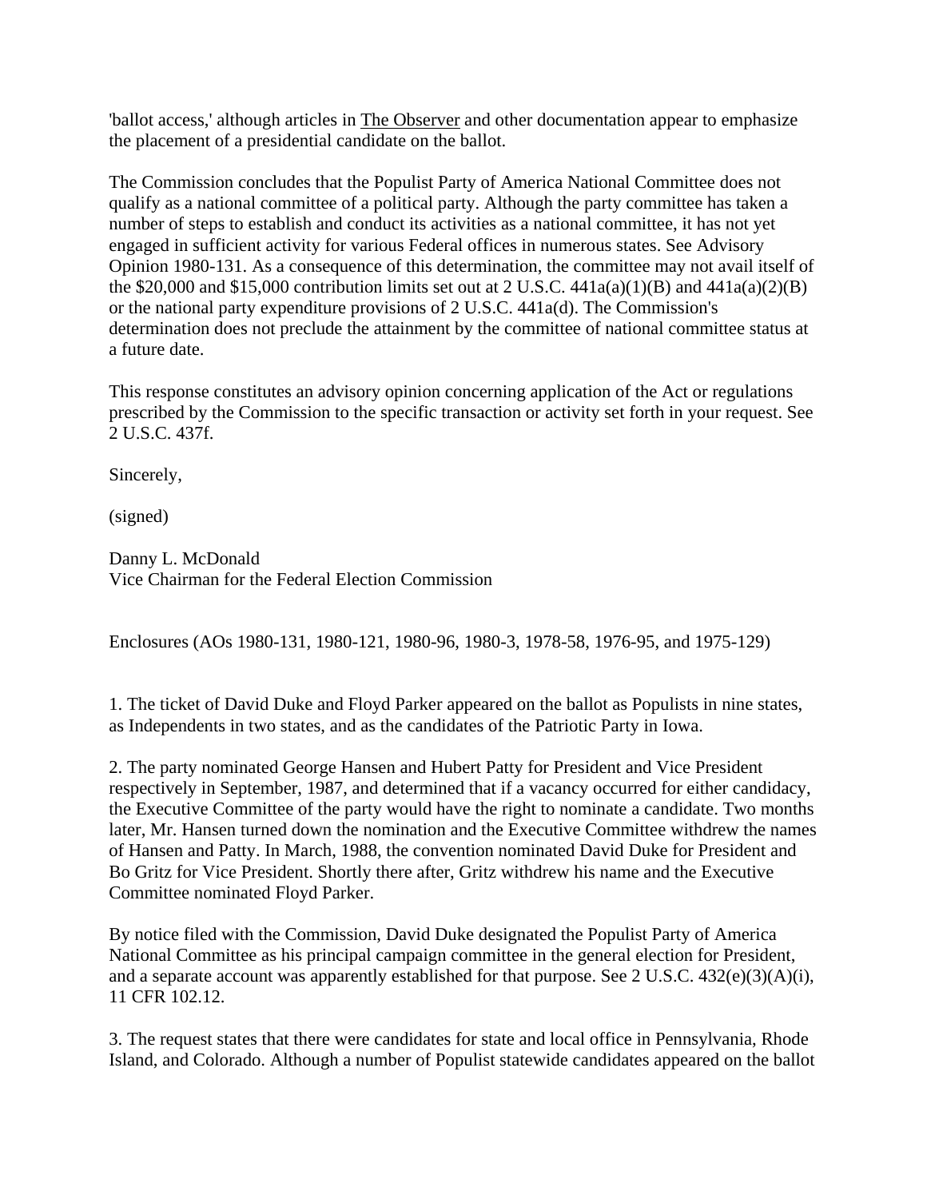'ballot access,' although articles in The Observer and other documentation appear to emphasize the placement of a presidential candidate on the ballot.

The Commission concludes that the Populist Party of America National Committee does not qualify as a national committee of a political party. Although the party committee has taken a number of steps to establish and conduct its activities as a national committee, it has not yet engaged in sufficient activity for various Federal offices in numerous states. See Advisory Opinion 1980-131. As a consequence of this determination, the committee may not avail itself of the $20,000 and $15,000 contribution limits set out at 2 U.S.C. 441a(a)(1)(B) and 441a(a)(2)(B) or the national party expenditure provisions of 2 U.S.C. 441a(d). The Commission's determination does not preclude the attainment by the committee of national committee status at a future date.

This response constitutes an advisory opinion concerning application of the Act or regulations prescribed by the Commission to the specific transaction or activity set forth in your request. See 2 U.S.C. 437f.

Sincerely,

(signed)

Danny L. McDonald
Vice Chairman for the Federal Election Commission

Enclosures (AOs 1980-131, 1980-121, 1980-96, 1980-3, 1978-58, 1976-95, and 1975-129)

1. The ticket of David Duke and Floyd Parker appeared on the ballot as Populists in nine states, as Independents in two states, and as the candidates of the Patriotic Party in Iowa.

2. The party nominated George Hansen and Hubert Patty for President and Vice President respectively in September, 1987, and determined that if a vacancy occurred for either candidacy, the Executive Committee of the party would have the right to nominate a candidate. Two months later, Mr. Hansen turned down the nomination and the Executive Committee withdrew the names of Hansen and Patty. In March, 1988, the convention nominated David Duke for President and Bo Gritz for Vice President. Shortly there after, Gritz withdrew his name and the Executive Committee nominated Floyd Parker.

By notice filed with the Commission, David Duke designated the Populist Party of America National Committee as his principal campaign committee in the general election for President, and a separate account was apparently established for that purpose. See 2 U.S.C. 432(e)(3)(A)(i), 11 CFR 102.12.

3. The request states that there were candidates for state and local office in Pennsylvania, Rhode Island, and Colorado. Although a number of Populist statewide candidates appeared on the ballot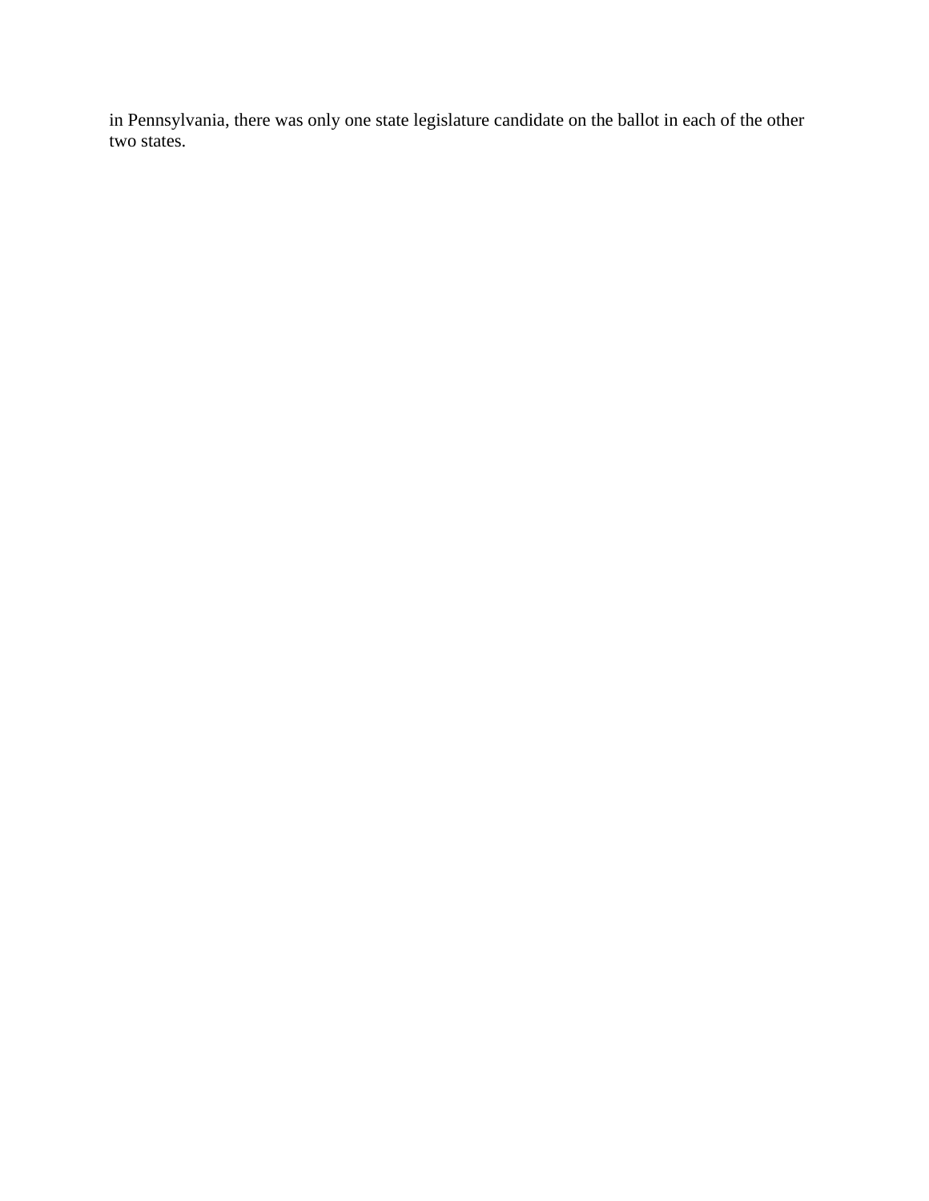in Pennsylvania, there was only one state legislature candidate on the ballot in each of the other two states.